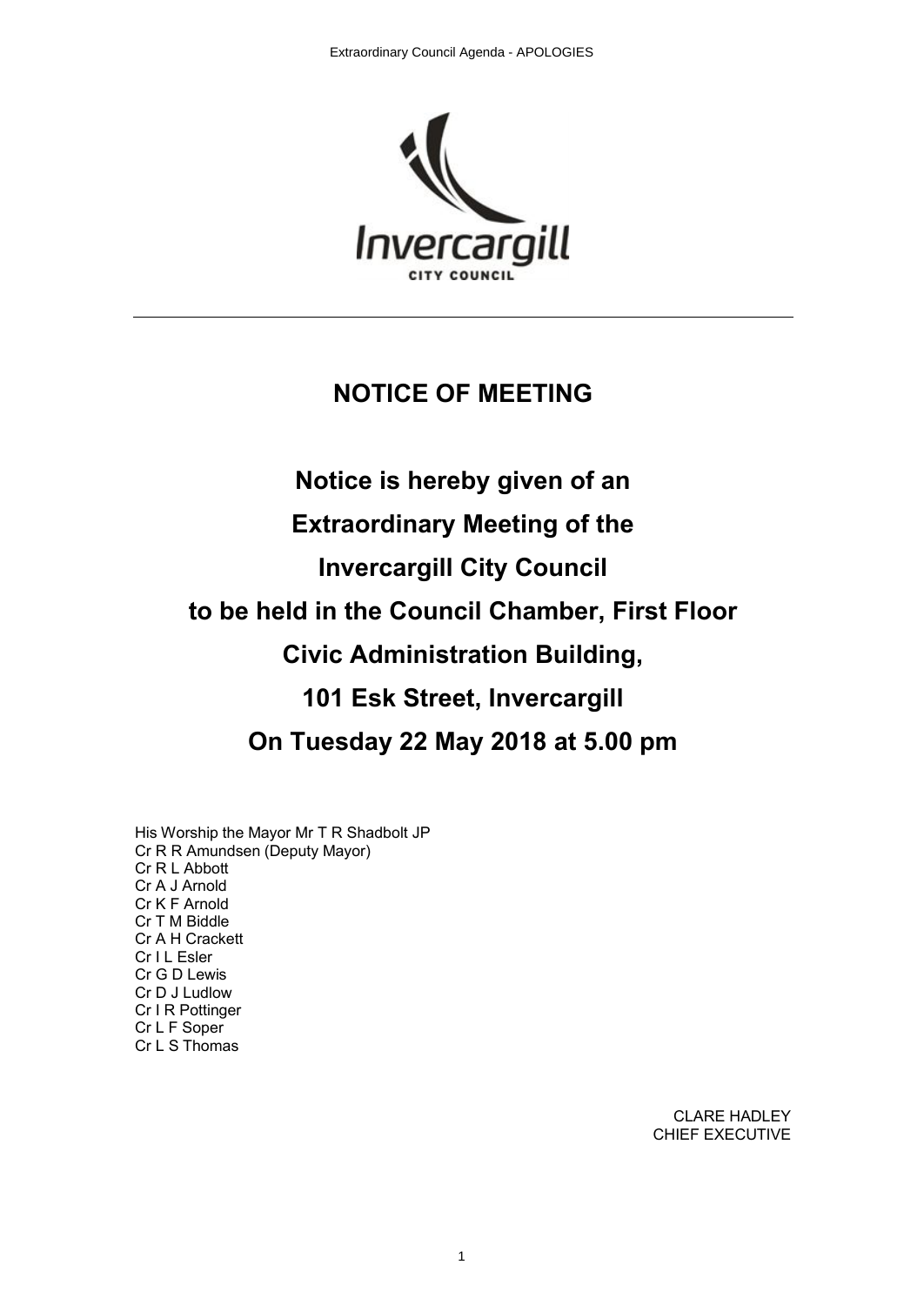# NOTICE OF MEETING

**Notice is hereby given of an**

**Extraordinary Meeting of the**

**Invercargill City Council**

**to be held in the Council Chamber, First Floor**

**Civic Administration Building,**

**101 Esk Street, Invercargill**

**On Tuesday 22 May 2018 at 5.00 pm**

His Worship the Mayor Mr T R Shadbolt JP
Cr R R Amundsen (Deputy Mayor)
Cr R L Abbott
Cr A J Arnold
Cr K F Arnold
Cr T M Biddle
Cr A H Crackett
Cr I L Esler
Cr G D Lewis
Cr D J Ludlow
Cr I R Pottinger
Cr L F Soper
Cr L S Thomas

CLARE HADLEY
CHIEF EXECUTIVE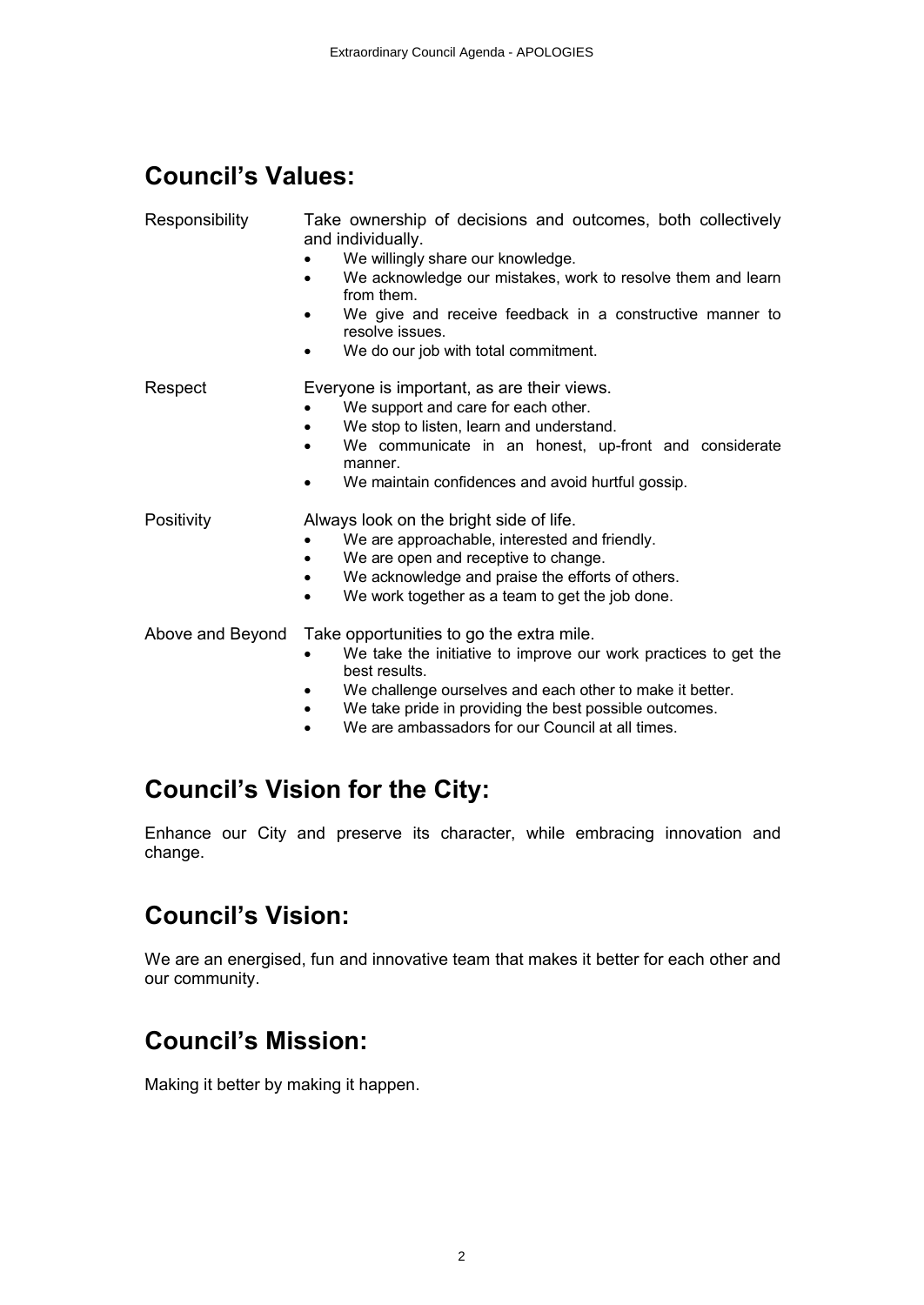## Council's Values:

**Responsibility**

Take ownership of decisions and outcomes, both collectively and individually.

- We willingly share our knowledge.
- We acknowledge our mistakes, work to resolve them and learn from them.
- We give and receive feedback in a constructive manner to resolve issues.
- We do our job with total commitment.

**Respect**

Everyone is important, as are their views.

- We support and care for each other.
- We stop to listen, learn and understand.
- We communicate in an honest, up-front and considerate manner.
- We maintain confidences and avoid hurtful gossip.

**Positivity**

Always look on the bright side of life.

- We are approachable, interested and friendly.
- We are open and receptive to change.
- We acknowledge and praise the efforts of others.
- We work together as a team to get the job done.

**Above and Beyond**

Take opportunities to go the extra mile.

- We take the initiative to improve our work practices to get the best results.
- We challenge ourselves and each other to make it better.
- We take pride in providing the best possible outcomes.
- We are ambassadors for our Council at all times.

## Council's Vision for the City:

Enhance our City and preserve its character, while embracing innovation and change.

## Council's Vision:

We are an energised, fun and innovative team that makes it better for each other and our community.

## Council's Mission:

Making it better by making it happen.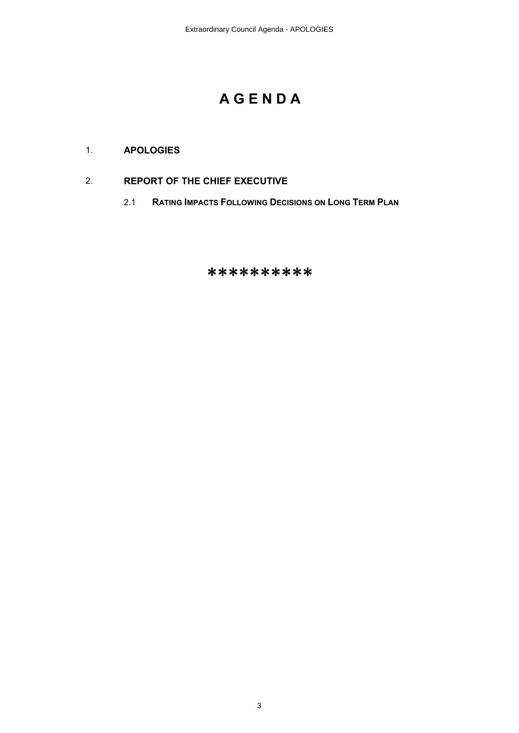# A G E N D A

1. **APOLOGIES**

2. **REPORT OF THE CHIEF EXECUTIVE**

   2.1 **RATING IMPACTS FOLLOWING DECISIONS ON LONG TERM PLAN**

**********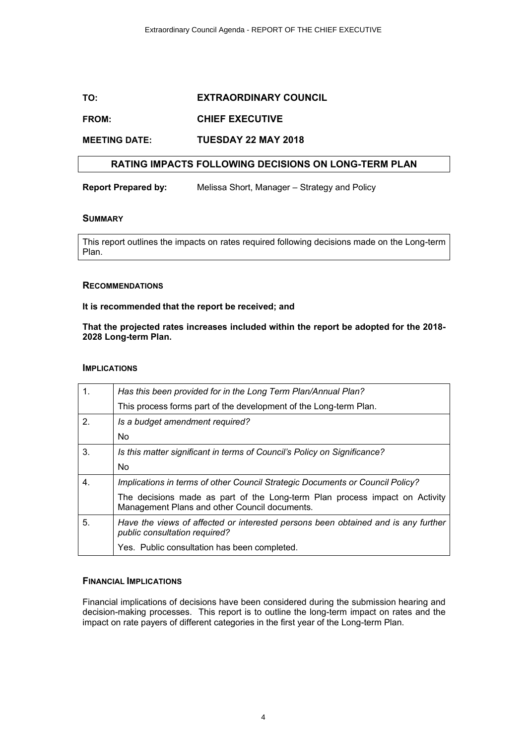**TO:** **EXTRAORDINARY COUNCIL**

**FROM:** **CHIEF EXECUTIVE**

**MEETING DATE:** **TUESDAY 22 MAY 2018**

## RATING IMPACTS FOLLOWING DECISIONS ON LONG-TERM PLAN

**Report Prepared by:** Melissa Short, Manager – Strategy and Policy

### SUMMARY

This report outlines the impacts on rates required following decisions made on the Long-term Plan.

### RECOMMENDATIONS

**It is recommended that the report be received; and**

**That the projected rates increases included within the report be adopted for the 2018-2028 Long-term Plan.**

### IMPLICATIONS

| | |
|---|---|
| 1. | *Has this been provided for in the Long Term Plan/Annual Plan?*<br>This process forms part of the development of the Long-term Plan. |
| 2. | *Is a budget amendment required?*<br>No |
| 3. | *Is this matter significant in terms of Council's Policy on Significance?*<br>No |
| 4. | *Implications in terms of other Council Strategic Documents or Council Policy?*<br>The decisions made as part of the Long-term Plan process impact on Activity Management Plans and other Council documents. |
| 5. | *Have the views of affected or interested persons been obtained and is any further public consultation required?*<br>Yes. Public consultation has been completed. |

### FINANCIAL IMPLICATIONS

Financial implications of decisions have been considered during the submission hearing and decision-making processes. This report is to outline the long-term impact on rates and the impact on rate payers of different categories in the first year of the Long-term Plan.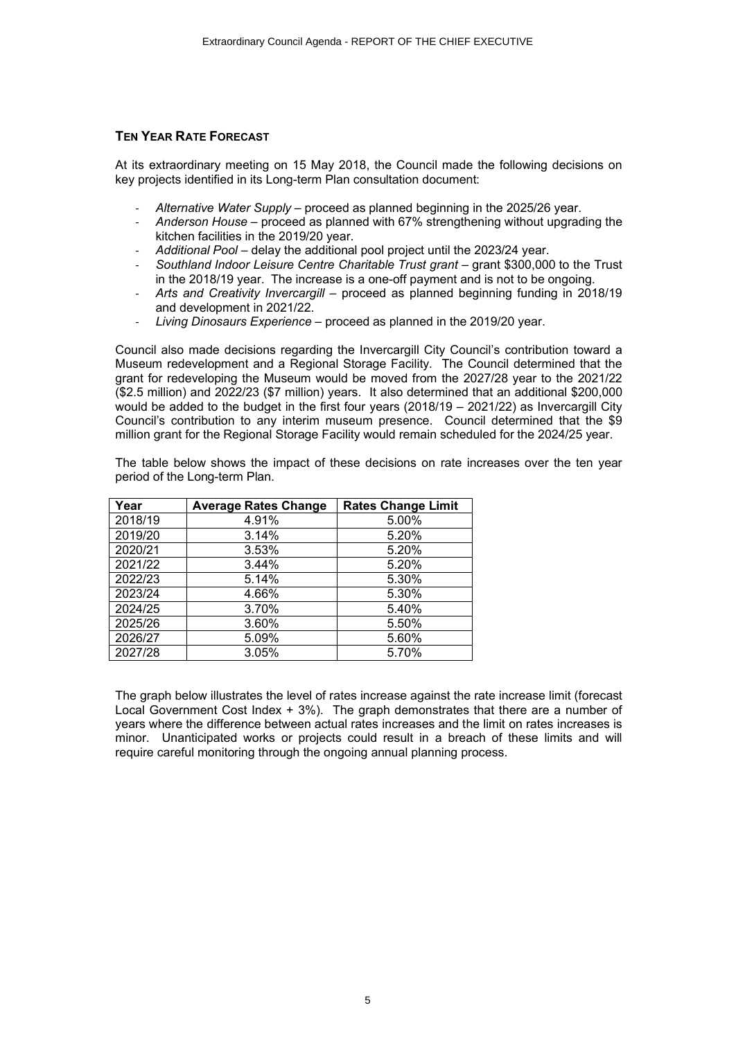## TEN YEAR RATE FORECAST

At its extraordinary meeting on 15 May 2018, the Council made the following decisions on key projects identified in its Long-term Plan consultation document:

- *Alternative Water Supply* – proceed as planned beginning in the 2025/26 year.
- *Anderson House* – proceed as planned with 67% strengthening without upgrading the kitchen facilities in the 2019/20 year.
- *Additional Pool* – delay the additional pool project until the 2023/24 year.
- *Southland Indoor Leisure Centre Charitable Trust grant* – grant $300,000 to the Trust in the 2018/19 year. The increase is a one-off payment and is not to be ongoing.
- *Arts and Creativity Invercargill* – proceed as planned beginning funding in 2018/19 and development in 2021/22.
- *Living Dinosaurs Experience* – proceed as planned in the 2019/20 year.

Council also made decisions regarding the Invercargill City Council's contribution toward a Museum redevelopment and a Regional Storage Facility. The Council determined that the grant for redeveloping the Museum would be moved from the 2027/28 year to the 2021/22 ($2.5 million) and 2022/23 ($7 million) years. It also determined that an additional $200,000 would be added to the budget in the first four years (2018/19 – 2021/22) as Invercargill City Council's contribution to any interim museum presence. Council determined that the $9 million grant for the Regional Storage Facility would remain scheduled for the 2024/25 year.

The table below shows the impact of these decisions on rate increases over the ten year period of the Long-term Plan.

| Year | Average Rates Change | Rates Change Limit |
|---|---|---|
| 2018/19 | 4.91% | 5.00% |
| 2019/20 | 3.14% | 5.20% |
| 2020/21 | 3.53% | 5.20% |
| 2021/22 | 3.44% | 5.20% |
| 2022/23 | 5.14% | 5.30% |
| 2023/24 | 4.66% | 5.30% |
| 2024/25 | 3.70% | 5.40% |
| 2025/26 | 3.60% | 5.50% |
| 2026/27 | 5.09% | 5.60% |
| 2027/28 | 3.05% | 5.70% |

The graph below illustrates the level of rates increase against the rate increase limit (forecast Local Government Cost Index + 3%). The graph demonstrates that there are a number of years where the difference between actual rates increases and the limit on rates increases is minor. Unanticipated works or projects could result in a breach of these limits and will require careful monitoring through the ongoing annual planning process.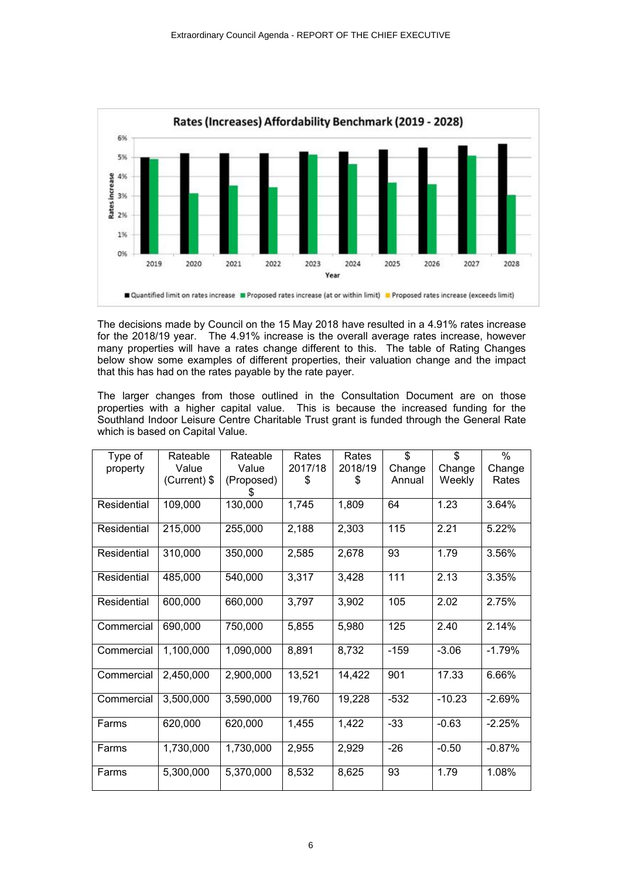**Rates (Increases) Affordability Benchmark (2019 - 2028)**

■ Quantified limit on rates increase ■ Proposed rates increase (at or within limit) ■ Proposed rates increase (exceeds limit)

The decisions made by Council on the 15 May 2018 have resulted in a 4.91% rates increase for the 2018/19 year. The 4.91% increase is the overall average rates increase, however many properties will have a rates change different to this. The table of Rating Changes below show some examples of different properties, their valuation change and the impact that this has had on the rates payable by the rate payer.

The larger changes from those outlined in the Consultation Document are on those properties with a higher capital value. This is because the increased funding for the Southland Indoor Leisure Centre Charitable Trust grant is funded through the General Rate which is based on Capital Value.

| Type of property | Rateable Value (Current) $ | Rateable Value (Proposed) $ | Rates 2017/18 $ | Rates 2018/19 $ | $ Change Annual | $ Change Weekly | % Change Rates |
|---|---|---|---|---|---|---|---|
| Residential | 109,000 | 130,000 | 1,745 | 1,809 | 64 | 1.23 | 3.64% |
| Residential | 215,000 | 255,000 | 2,188 | 2,303 | 115 | 2.21 | 5.22% |
| Residential | 310,000 | 350,000 | 2,585 | 2,678 | 93 | 1.79 | 3.56% |
| Residential | 485,000 | 540,000 | 3,317 | 3,428 | 111 | 2.13 | 3.35% |
| Residential | 600,000 | 660,000 | 3,797 | 3,902 | 105 | 2.02 | 2.75% |
| Commercial | 690,000 | 750,000 | 5,855 | 5,980 | 125 | 2.40 | 2.14% |
| Commercial | 1,100,000 | 1,090,000 | 8,891 | 8,732 | -159 | -3.06 | -1.79% |
| Commercial | 2,450,000 | 2,900,000 | 13,521 | 14,422 | 901 | 17.33 | 6.66% |
| Commercial | 3,500,000 | 3,590,000 | 19,760 | 19,228 | -532 | -10.23 | -2.69% |
| Farms | 620,000 | 620,000 | 1,455 | 1,422 | -33 | -0.63 | -2.25% |
| Farms | 1,730,000 | 1,730,000 | 2,955 | 2,929 | -26 | -0.50 | -0.87% |
| Farms | 5,300,000 | 5,370,000 | 8,532 | 8,625 | 93 | 1.79 | 1.08% |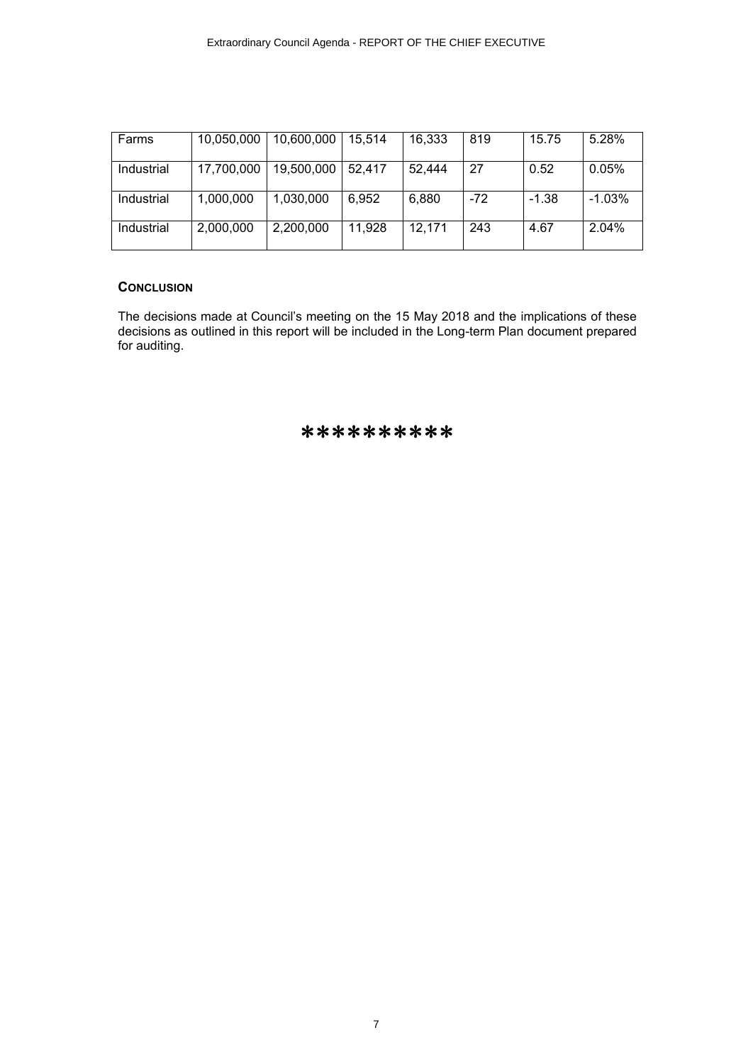| | | | | | | | |
|---|---|---|---|---|---|---|---|
| Farms | 10,050,000 | 10,600,000 | 15,514 | 16,333 | 819 | 15.75 | 5.28% |
| Industrial | 17,700,000 | 19,500,000 | 52,417 | 52,444 | 27 | 0.52 | 0.05% |
| Industrial | 1,000,000 | 1,030,000 | 6,952 | 6,880 | -72 | -1.38 | -1.03% |
| Industrial | 2,000,000 | 2,200,000 | 11,928 | 12,171 | 243 | 4.67 | 2.04% |

**CONCLUSION**

The decisions made at Council's meeting on the 15 May 2018 and the implications of these decisions as outlined in this report will be included in the Long-term Plan document prepared for auditing.

**********